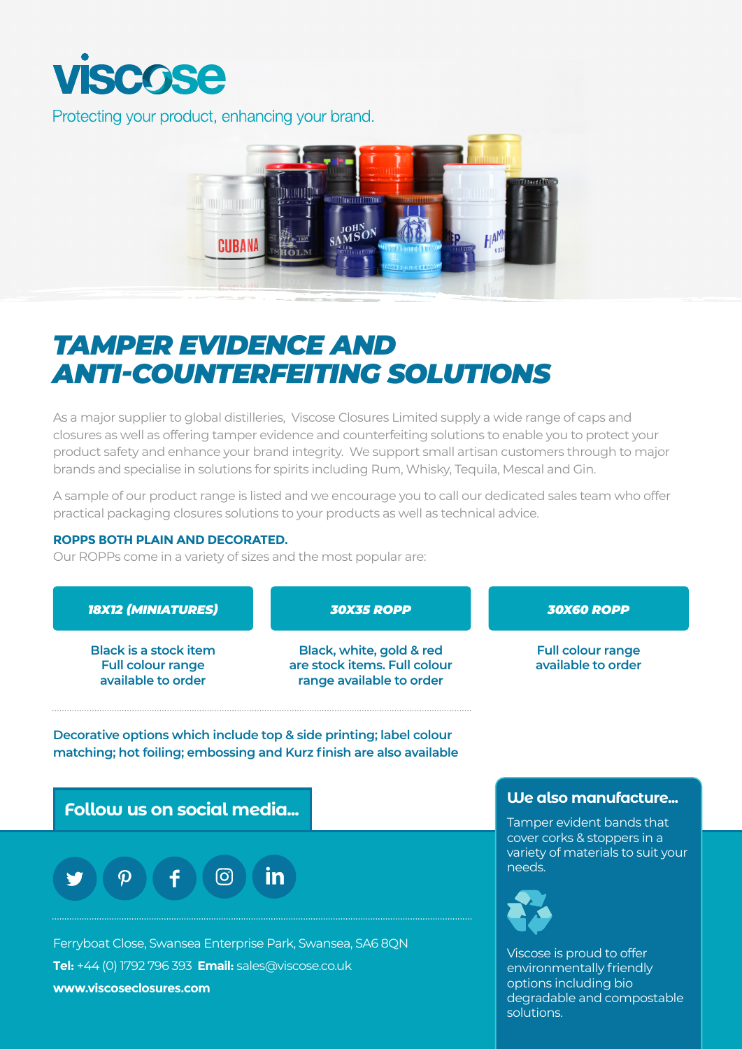viscose

Protecting your product, enhancing your brand.

# TAMPER EVIDENCE AND ANTI-COUNTERFEITING SOLUTIONS

As a major supplier to global distilleries, Viscose Closures Limited supply a wide range of caps and closures as well as offering tamper evidence and counterfeiting solutions to enable you to protect your product safety and enhance your brand integrity. We support small artisan customers through to major brands and specialise in solutions for spirits including Rum, Whisky, Tequila, Mescal and Gin.

A sample of our product range is listed and we encourage you to call our dedicated sales team who offer practical packaging closures solutions to your products as well as technical advice.

**ROPPS BOTH PLAIN AND DECORATED.**

Our ROPPs come in a variety of sizes and the most popular are:

| 18X12 (MINIATURES) | 30X35 ROPP | 30X60 ROPP |
|---|---|---|
| Black is a stock item Full colour range available to order | Black, white, gold & red are stock items. Full colour range available to order | Full colour range available to order |

**Decorative options which include top & side printing; label colour matching; hot foiling; embossing and Kurz finish are also available**

## We also manufacture...

Tamper evident bands that cover corks & stoppers in a variety of materials to suit your needs.

Viscose is proud to offer environmentally friendly options including bio degradable and compostable solutions.

## Follow us on social media...

Ferryboat Close, Swansea Enterprise Park, Swansea, SA6 8QN

**Tel:** +44 (0) 1792 796 393 **Email:** sales@viscose.co.uk

**www.viscoseclosures.com**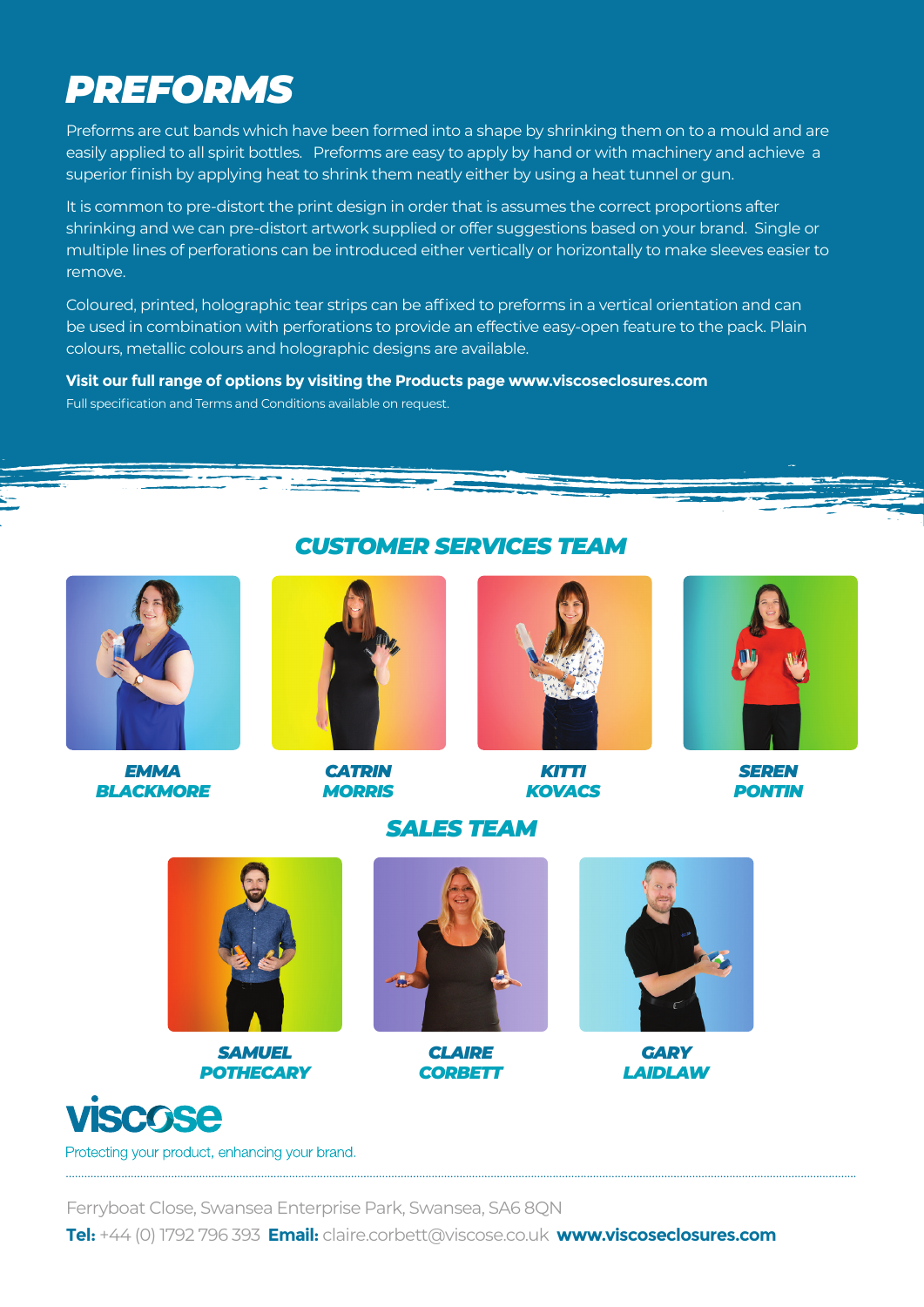# PREFORMS

Preforms are cut bands which have been formed into a shape by shrinking them on to a mould and are easily applied to all spirit bottles. Preforms are easy to apply by hand or with machinery and achieve a superior finish by applying heat to shrink them neatly either by using a heat tunnel or gun.

It is common to pre-distort the print design in order that is assumes the correct proportions after shrinking and we can pre-distort artwork supplied or offer suggestions based on your brand. Single or multiple lines of perforations can be introduced either vertically or horizontally to make sleeves easier to remove.

Coloured, printed, holographic tear strips can be affixed to preforms in a vertical orientation and can be used in combination with perforations to provide an effective easy-open feature to the pack. Plain colours, metallic colours and holographic designs are available.

**Visit our full range of options by visiting the Products page www.viscoseclosures.com**

Full specification and Terms and Conditions available on request.

## CUSTOMER SERVICES TEAM

**EMMA BLACKMORE**

**CATRIN MORRIS**

**KITTI KOVACS**

**SEREN PONTIN**

## SALES TEAM

**SAMUEL POTHECARY**

**CLAIRE CORBETT**

**GARY LAIDLAW**

viscose

Protecting your product, enhancing your brand.

Ferryboat Close, Swansea Enterprise Park, Swansea, SA6 8QN

**Tel:** +44 (0) 1792 796 393 **Email:** claire.corbett@viscose.co.uk **www.viscoseclosures.com**